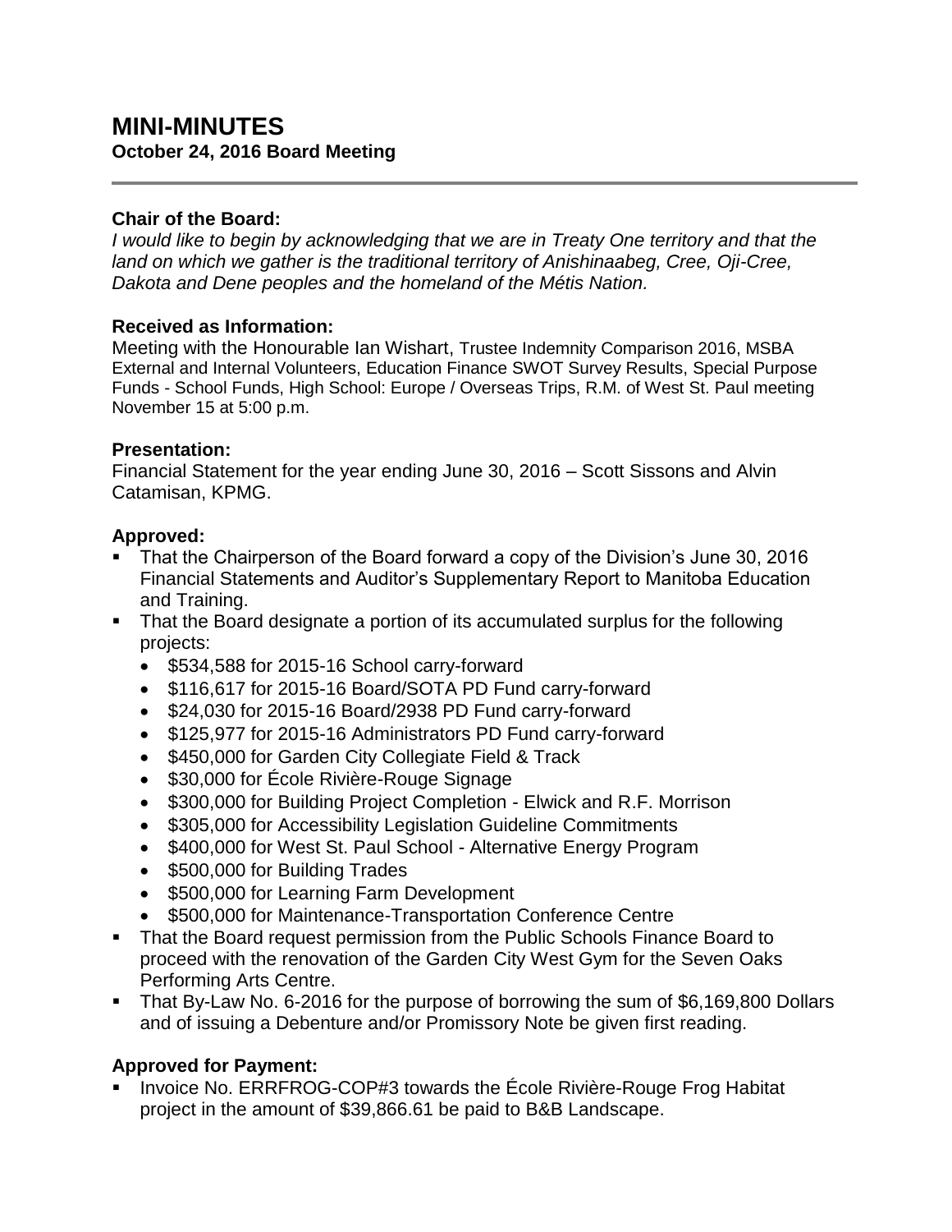# MINI-MINUTES

**October 24, 2016 Board Meeting**

---

**Chair of the Board:**

*I would like to begin by acknowledging that we are in Treaty One territory and that the land on which we gather is the traditional territory of Anishinaabeg, Cree, Oji-Cree, Dakota and Dene peoples and the homeland of the Métis Nation.*

**Received as Information:**

Meeting with the Honourable Ian Wishart, Trustee Indemnity Comparison 2016, MSBA External and Internal Volunteers, Education Finance SWOT Survey Results, Special Purpose Funds - School Funds, High School: Europe / Overseas Trips, R.M. of West St. Paul meeting November 15 at 5:00 p.m.

**Presentation:**

Financial Statement for the year ending June 30, 2016 – Scott Sissons and Alvin Catamisan, KPMG.

**Approved:**

- That the Chairperson of the Board forward a copy of the Division's June 30, 2016 Financial Statements and Auditor's Supplementary Report to Manitoba Education and Training.
- That the Board designate a portion of its accumulated surplus for the following projects:
  - $534,588 for 2015-16 School carry-forward
  - $116,617 for 2015-16 Board/SOTA PD Fund carry-forward
  - $24,030 for 2015-16 Board/2938 PD Fund carry-forward
  - $125,977 for 2015-16 Administrators PD Fund carry-forward
  - $450,000 for Garden City Collegiate Field & Track
  - $30,000 for École Rivière-Rouge Signage
  - $300,000 for Building Project Completion - Elwick and R.F. Morrison
  - $305,000 for Accessibility Legislation Guideline Commitments
  - $400,000 for West St. Paul School - Alternative Energy Program
  - $500,000 for Building Trades
  - $500,000 for Learning Farm Development
  - $500,000 for Maintenance-Transportation Conference Centre
- That the Board request permission from the Public Schools Finance Board to proceed with the renovation of the Garden City West Gym for the Seven Oaks Performing Arts Centre.
- That By-Law No. 6-2016 for the purpose of borrowing the sum of $6,169,800 Dollars and of issuing a Debenture and/or Promissory Note be given first reading.

**Approved for Payment:**

- Invoice No. ERRFROG-COP#3 towards the École Rivière-Rouge Frog Habitat project in the amount of $39,866.61 be paid to B&B Landscape.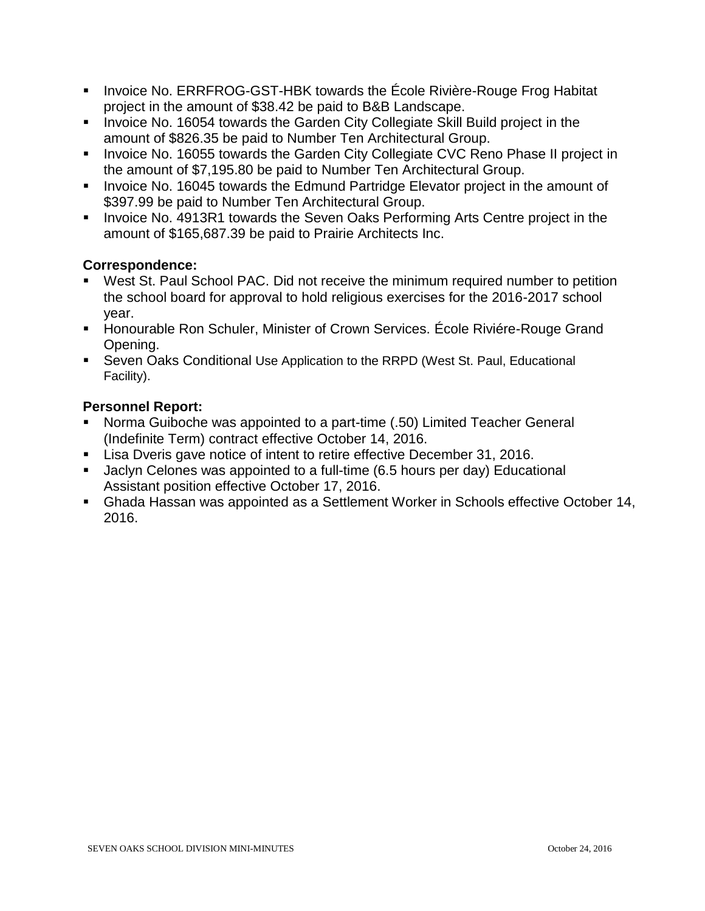- Invoice No. ERRFROG-GST-HBK towards the École Rivière-Rouge Frog Habitat project in the amount of $38.42 be paid to B&B Landscape.
- Invoice No. 16054 towards the Garden City Collegiate Skill Build project in the amount of $826.35 be paid to Number Ten Architectural Group.
- Invoice No. 16055 towards the Garden City Collegiate CVC Reno Phase II project in the amount of $7,195.80 be paid to Number Ten Architectural Group.
- Invoice No. 16045 towards the Edmund Partridge Elevator project in the amount of $397.99 be paid to Number Ten Architectural Group.
- Invoice No. 4913R1 towards the Seven Oaks Performing Arts Centre project in the amount of $165,687.39 be paid to Prairie Architects Inc.

**Correspondence:**

- West St. Paul School PAC. Did not receive the minimum required number to petition the school board for approval to hold religious exercises for the 2016-2017 school year.
- Honourable Ron Schuler, Minister of Crown Services. École Riviére-Rouge Grand Opening.
- Seven Oaks Conditional Use Application to the RRPD (West St. Paul, Educational Facility).

**Personnel Report:**

- Norma Guiboche was appointed to a part-time (.50) Limited Teacher General (Indefinite Term) contract effective October 14, 2016.
- Lisa Dveris gave notice of intent to retire effective December 31, 2016.
- Jaclyn Celones was appointed to a full-time (6.5 hours per day) Educational Assistant position effective October 17, 2016.
- Ghada Hassan was appointed as a Settlement Worker in Schools effective October 14, 2016.